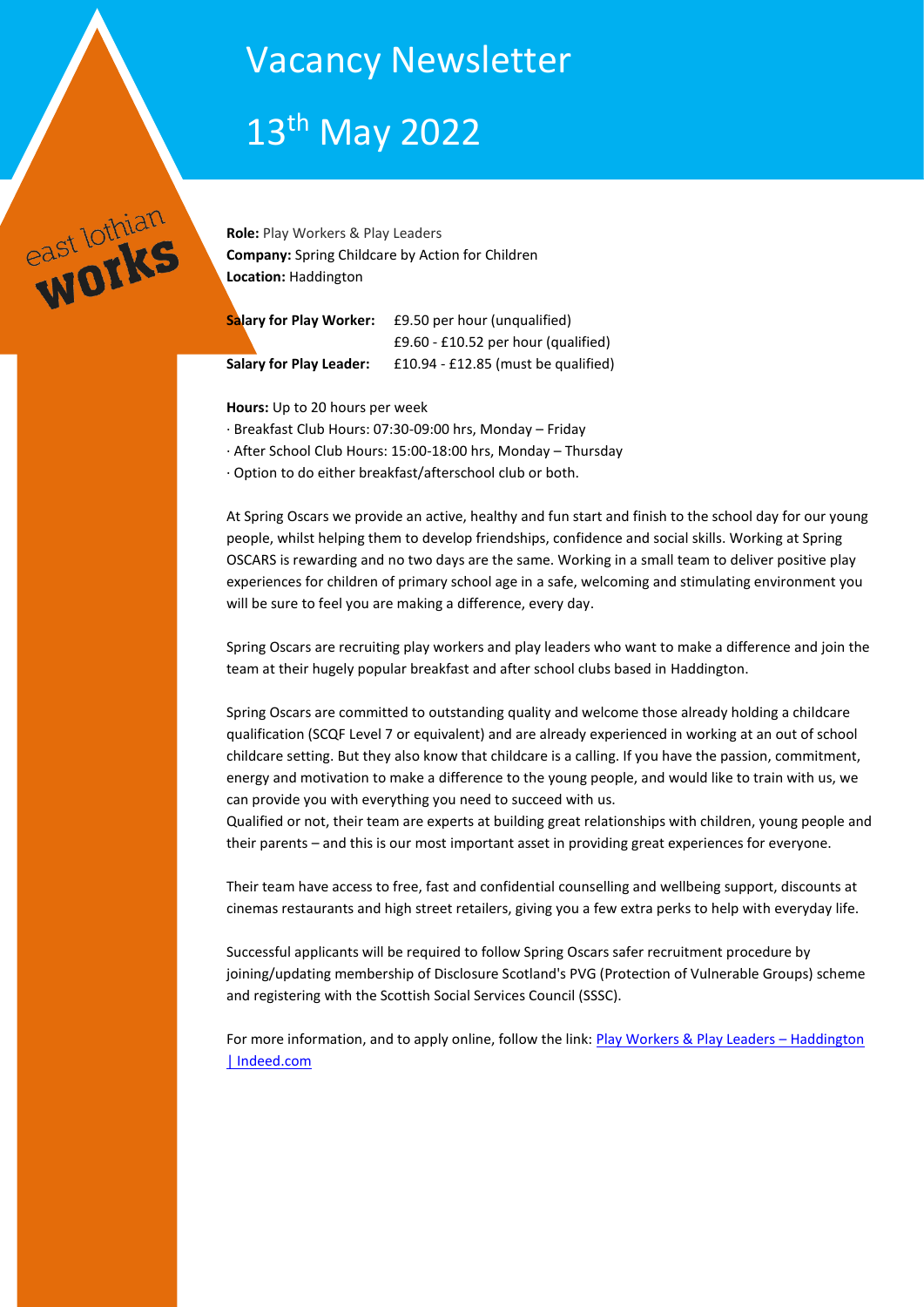# Vacancy Newsletter

# 13th May 2022

east lothian works

**Role:** Play Workers & Play Leaders
**Company:** Spring Childcare by Action for Children
**Location:** Haddington

| | |
|---|---|
| **Salary for Play Worker:** | £9.50 per hour (unqualified) |
| | £9.60 - £10.52 per hour (qualified) |
| **Salary for Play Leader:** | £10.94 - £12.85 (must be qualified) |

**Hours:** Up to 20 hours per week
· Breakfast Club Hours: 07:30-09:00 hrs, Monday – Friday
· After School Club Hours: 15:00-18:00 hrs, Monday – Thursday
· Option to do either breakfast/afterschool club or both.

At Spring Oscars we provide an active, healthy and fun start and finish to the school day for our young people, whilst helping them to develop friendships, confidence and social skills. Working at Spring OSCARS is rewarding and no two days are the same. Working in a small team to deliver positive play experiences for children of primary school age in a safe, welcoming and stimulating environment you will be sure to feel you are making a difference, every day.

Spring Oscars are recruiting play workers and play leaders who want to make a difference and join the team at their hugely popular breakfast and after school clubs based in Haddington.

Spring Oscars are committed to outstanding quality and welcome those already holding a childcare qualification (SCQF Level 7 or equivalent) and are already experienced in working at an out of school childcare setting. But they also know that childcare is a calling. If you have the passion, commitment, energy and motivation to make a difference to the young people, and would like to train with us, we can provide you with everything you need to succeed with us.
Qualified or not, their team are experts at building great relationships with children, young people and their parents – and this is our most important asset in providing great experiences for everyone.

Their team have access to free, fast and confidential counselling and wellbeing support, discounts at cinemas restaurants and high street retailers, giving you a few extra perks to help with everyday life.

Successful applicants will be required to follow Spring Oscars safer recruitment procedure by joining/updating membership of Disclosure Scotland's PVG (Protection of Vulnerable Groups) scheme and registering with the Scottish Social Services Council (SSSC).

For more information, and to apply online, follow the link: Play Workers & Play Leaders – Haddington | Indeed.com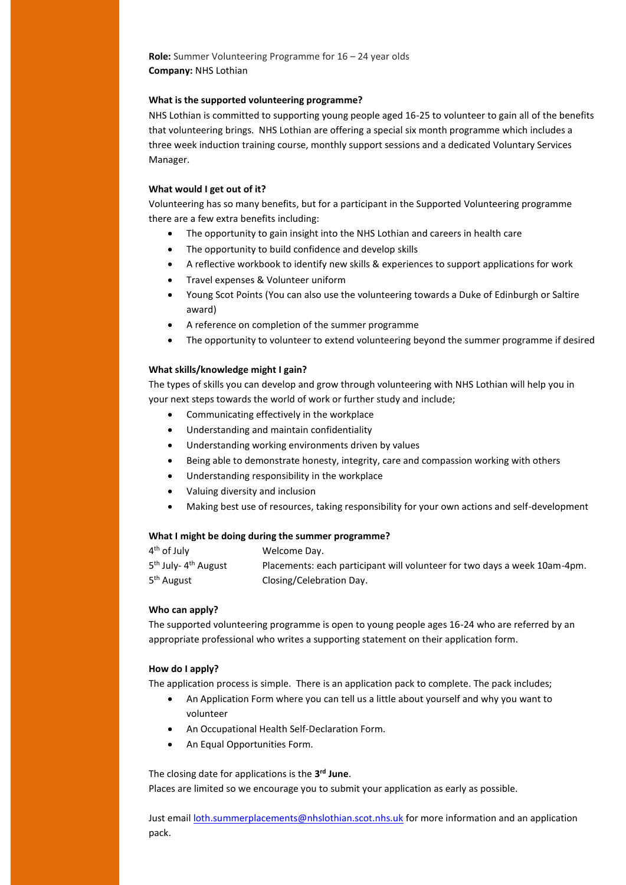**Role:** Summer Volunteering Programme for 16 – 24 year olds
**Company:** NHS Lothian

**What is the supported volunteering programme?**

NHS Lothian is committed to supporting young people aged 16-25 to volunteer to gain all of the benefits that volunteering brings. NHS Lothian are offering a special six month programme which includes a three week induction training course, monthly support sessions and a dedicated Voluntary Services Manager.

**What would I get out of it?**

Volunteering has so many benefits, but for a participant in the Supported Volunteering programme there are a few extra benefits including:

- The opportunity to gain insight into the NHS Lothian and careers in health care
- The opportunity to build confidence and develop skills
- A reflective workbook to identify new skills & experiences to support applications for work
- Travel expenses & Volunteer uniform
- Young Scot Points (You can also use the volunteering towards a Duke of Edinburgh or Saltire award)
- A reference on completion of the summer programme
- The opportunity to volunteer to extend volunteering beyond the summer programme if desired

**What skills/knowledge might I gain?**

The types of skills you can develop and grow through volunteering with NHS Lothian will help you in your next steps towards the world of work or further study and include;

- Communicating effectively in the workplace
- Understanding and maintain confidentiality
- Understanding working environments driven by values
- Being able to demonstrate honesty, integrity, care and compassion working with others
- Understanding responsibility in the workplace
- Valuing diversity and inclusion
- Making best use of resources, taking responsibility for your own actions and self-development

**What I might be doing during the summer programme?**

| | |
|---|---|
| 4th of July | Welcome Day. |
| 5th July- 4th August | Placements: each participant will volunteer for two days a week 10am-4pm. |
| 5th August | Closing/Celebration Day. |

**Who can apply?**

The supported volunteering programme is open to young people ages 16-24 who are referred by an appropriate professional who writes a supporting statement on their application form.

**How do I apply?**

The application process is simple. There is an application pack to complete. The pack includes;

- An Application Form where you can tell us a little about yourself and why you want to volunteer
- An Occupational Health Self-Declaration Form.
- An Equal Opportunities Form.

The closing date for applications is the **3rd June**.
Places are limited so we encourage you to submit your application as early as possible.

Just email loth.summerplacements@nhslothian.scot.nhs.uk for more information and an application pack.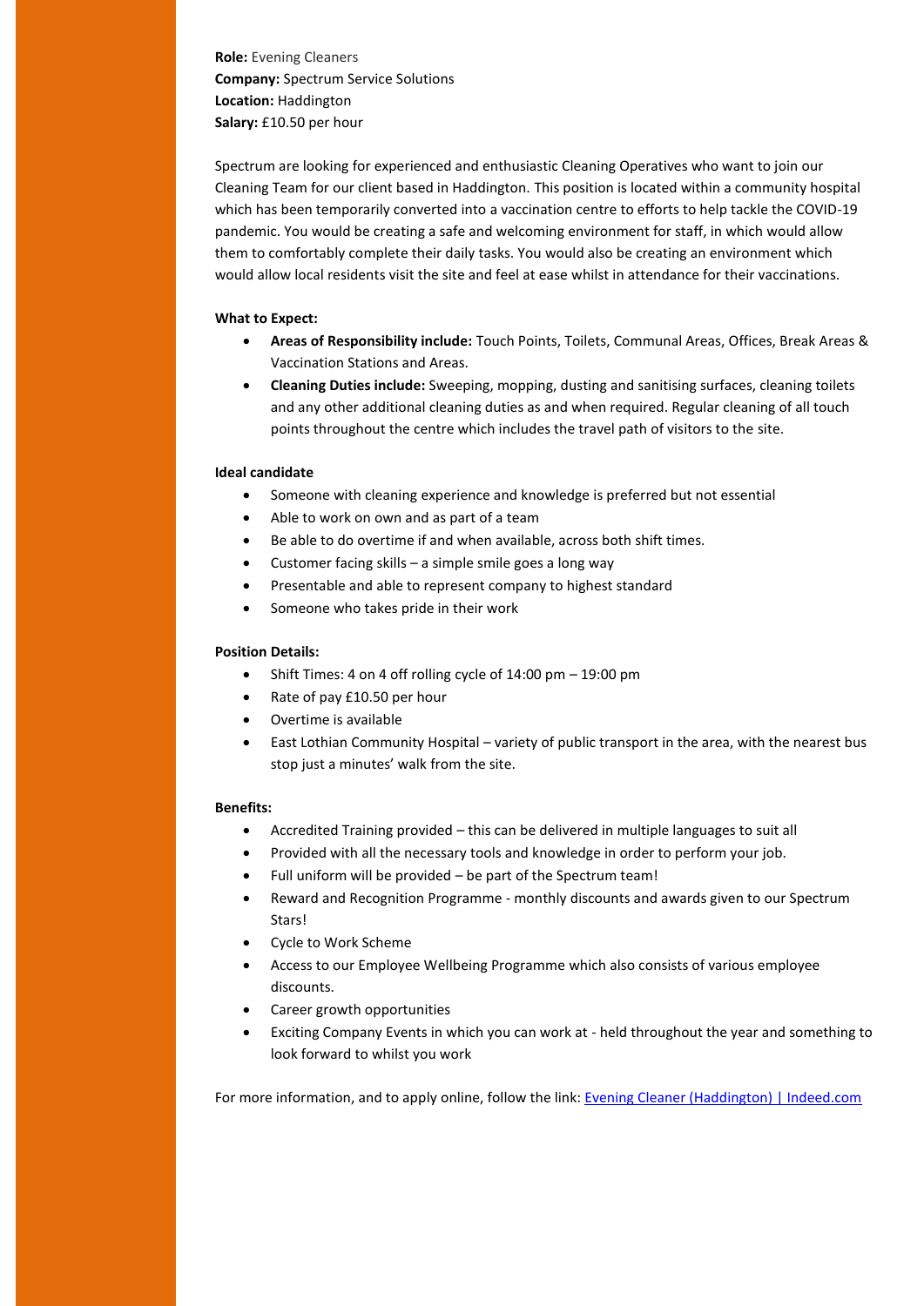**Role:** Evening Cleaners
**Company:** Spectrum Service Solutions
**Location:** Haddington
**Salary:** £10.50 per hour

Spectrum are looking for experienced and enthusiastic Cleaning Operatives who want to join our Cleaning Team for our client based in Haddington. This position is located within a community hospital which has been temporarily converted into a vaccination centre to efforts to help tackle the COVID-19 pandemic. You would be creating a safe and welcoming environment for staff, in which would allow them to comfortably complete their daily tasks. You would also be creating an environment which would allow local residents visit the site and feel at ease whilst in attendance for their vaccinations.

**What to Expect:**

- **Areas of Responsibility include:** Touch Points, Toilets, Communal Areas, Offices, Break Areas & Vaccination Stations and Areas.
- **Cleaning Duties include:** Sweeping, mopping, dusting and sanitising surfaces, cleaning toilets and any other additional cleaning duties as and when required. Regular cleaning of all touch points throughout the centre which includes the travel path of visitors to the site.

**Ideal candidate**

- Someone with cleaning experience and knowledge is preferred but not essential
- Able to work on own and as part of a team
- Be able to do overtime if and when available, across both shift times.
- Customer facing skills – a simple smile goes a long way
- Presentable and able to represent company to highest standard
- Someone who takes pride in their work

**Position Details:**

- Shift Times: 4 on 4 off rolling cycle of 14:00 pm – 19:00 pm
- Rate of pay £10.50 per hour
- Overtime is available
- East Lothian Community Hospital – variety of public transport in the area, with the nearest bus stop just a minutes' walk from the site.

**Benefits:**

- Accredited Training provided – this can be delivered in multiple languages to suit all
- Provided with all the necessary tools and knowledge in order to perform your job.
- Full uniform will be provided – be part of the Spectrum team!
- Reward and Recognition Programme - monthly discounts and awards given to our Spectrum Stars!
- Cycle to Work Scheme
- Access to our Employee Wellbeing Programme which also consists of various employee discounts.
- Career growth opportunities
- Exciting Company Events in which you can work at - held throughout the year and something to look forward to whilst you work

For more information, and to apply online, follow the link: Evening Cleaner (Haddington) | Indeed.com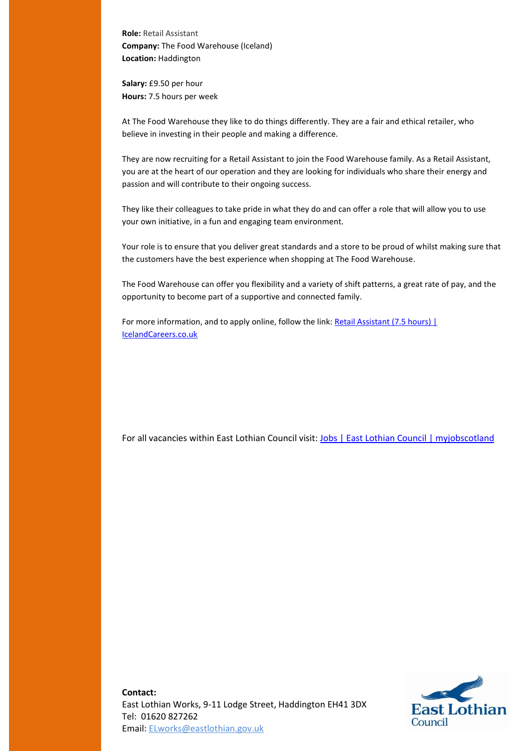**Role:** Retail Assistant
**Company:** The Food Warehouse (Iceland)
**Location:** Haddington

**Salary:** £9.50 per hour
**Hours:** 7.5 hours per week

At The Food Warehouse they like to do things differently. They are a fair and ethical retailer, who believe in investing in their people and making a difference.

They are now recruiting for a Retail Assistant to join the Food Warehouse family. As a Retail Assistant, you are at the heart of our operation and they are looking for individuals who share their energy and passion and will contribute to their ongoing success.

They like their colleagues to take pride in what they do and can offer a role that will allow you to use your own initiative, in a fun and engaging team environment.

Your role is to ensure that you deliver great standards and a store to be proud of whilst making sure that the customers have the best experience when shopping at The Food Warehouse.

The Food Warehouse can offer you flexibility and a variety of shift patterns, a great rate of pay, and the opportunity to become part of a supportive and connected family.

For more information, and to apply online, follow the link: Retail Assistant (7.5 hours) | IcelandCareers.co.uk

For all vacancies within East Lothian Council visit: Jobs | East Lothian Council | myjobscotland

**Contact:**
East Lothian Works, 9-11 Lodge Street, Haddington EH41 3DX
Tel: 01620 827262
Email: ELworks@eastlothian.gov.uk

East Lothian Council